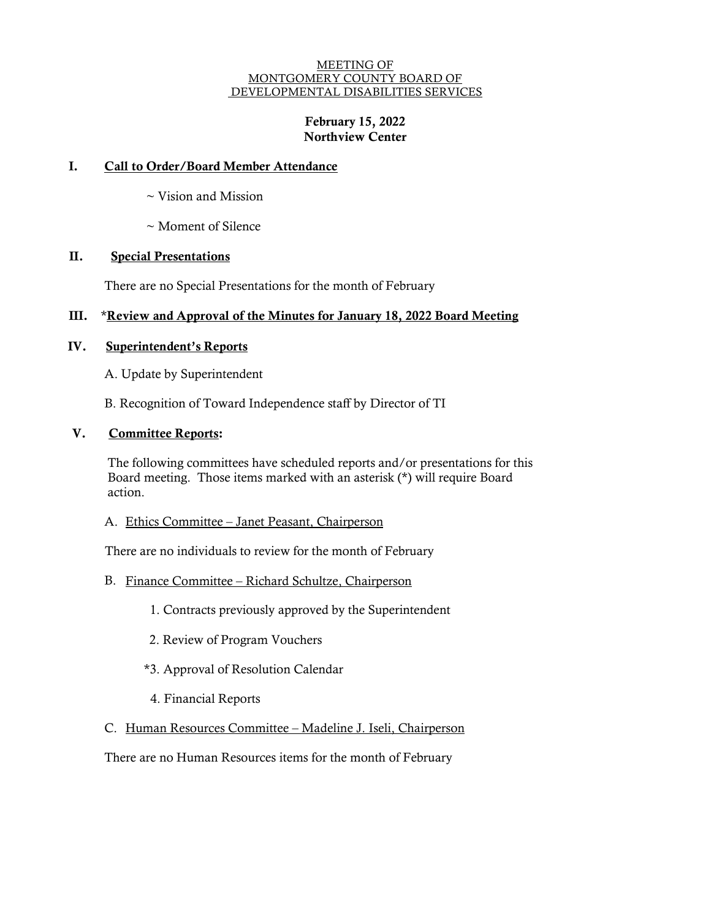MEETING OF
MONTGOMERY COUNTY BOARD OF
DEVELOPMENTAL DISABILITIES SERVICES

**February 15, 2022**
**Northview Center**

## I. Call to Order/Board Member Attendance

~ Vision and Mission

~ Moment of Silence

## II. Special Presentations

There are no Special Presentations for the month of February

## III. *Review and Approval of the Minutes for January 18, 2022 Board Meeting

## IV. Superintendent's Reports

A. Update by Superintendent

B. Recognition of Toward Independence staff by Director of TI

## V. Committee Reports:

The following committees have scheduled reports and/or presentations for this Board meeting. Those items marked with an asterisk (*) will require Board action.

A. Ethics Committee – Janet Peasant, Chairperson

There are no individuals to review for the month of February

B. Finance Committee – Richard Schultze, Chairperson

1. Contracts previously approved by the Superintendent

2. Review of Program Vouchers

*3. Approval of Resolution Calendar

4. Financial Reports

C. Human Resources Committee – Madeline J. Iseli, Chairperson

There are no Human Resources items for the month of February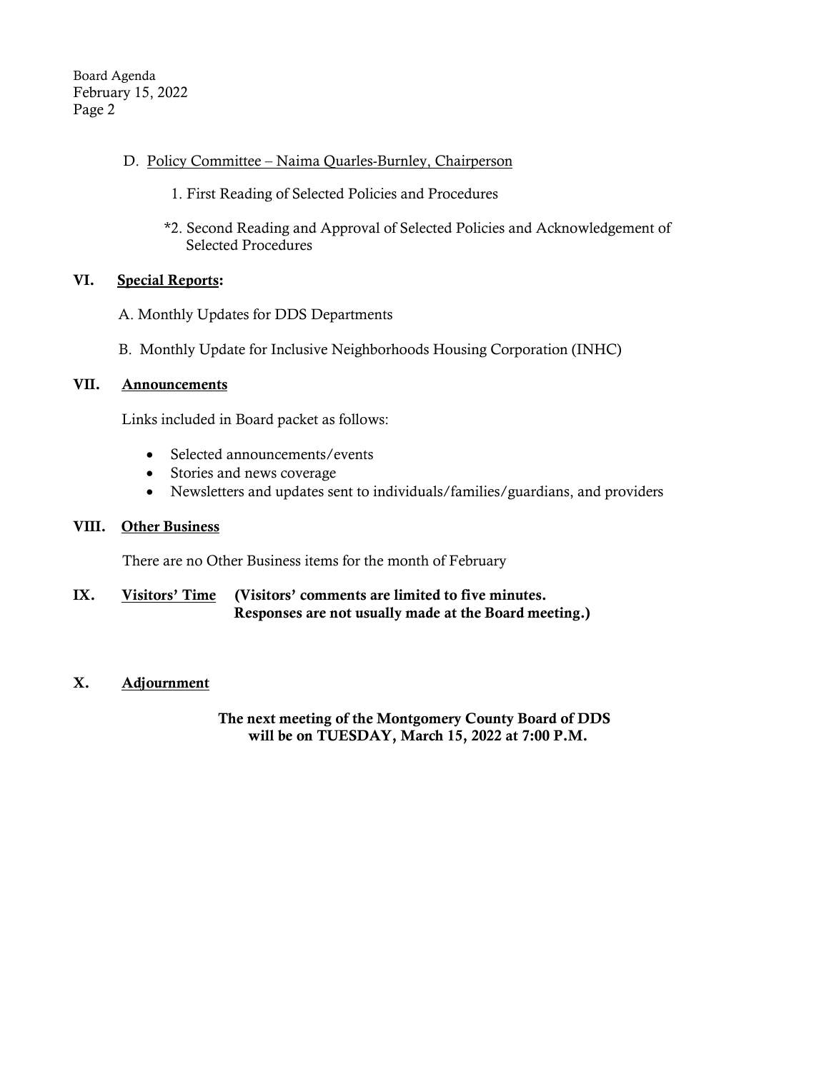D. Policy Committee – Naima Quarles-Burnley, Chairperson

1. First Reading of Selected Policies and Procedures

*2. Second Reading and Approval of Selected Policies and Acknowledgement of Selected Procedures

## VI. Special Reports:

A. Monthly Updates for DDS Departments

B. Monthly Update for Inclusive Neighborhoods Housing Corporation (INHC)

## VII. Announcements

Links included in Board packet as follows:

- Selected announcements/events
- Stories and news coverage
- Newsletters and updates sent to individuals/families/guardians, and providers

## VIII. Other Business

There are no Other Business items for the month of February

## IX. Visitors' Time **(Visitors' comments are limited to five minutes. Responses are not usually made at the Board meeting.)**

## X. Adjournment

**The next meeting of the Montgomery County Board of DDS will be on TUESDAY, March 15, 2022 at 7:00 P.M.**